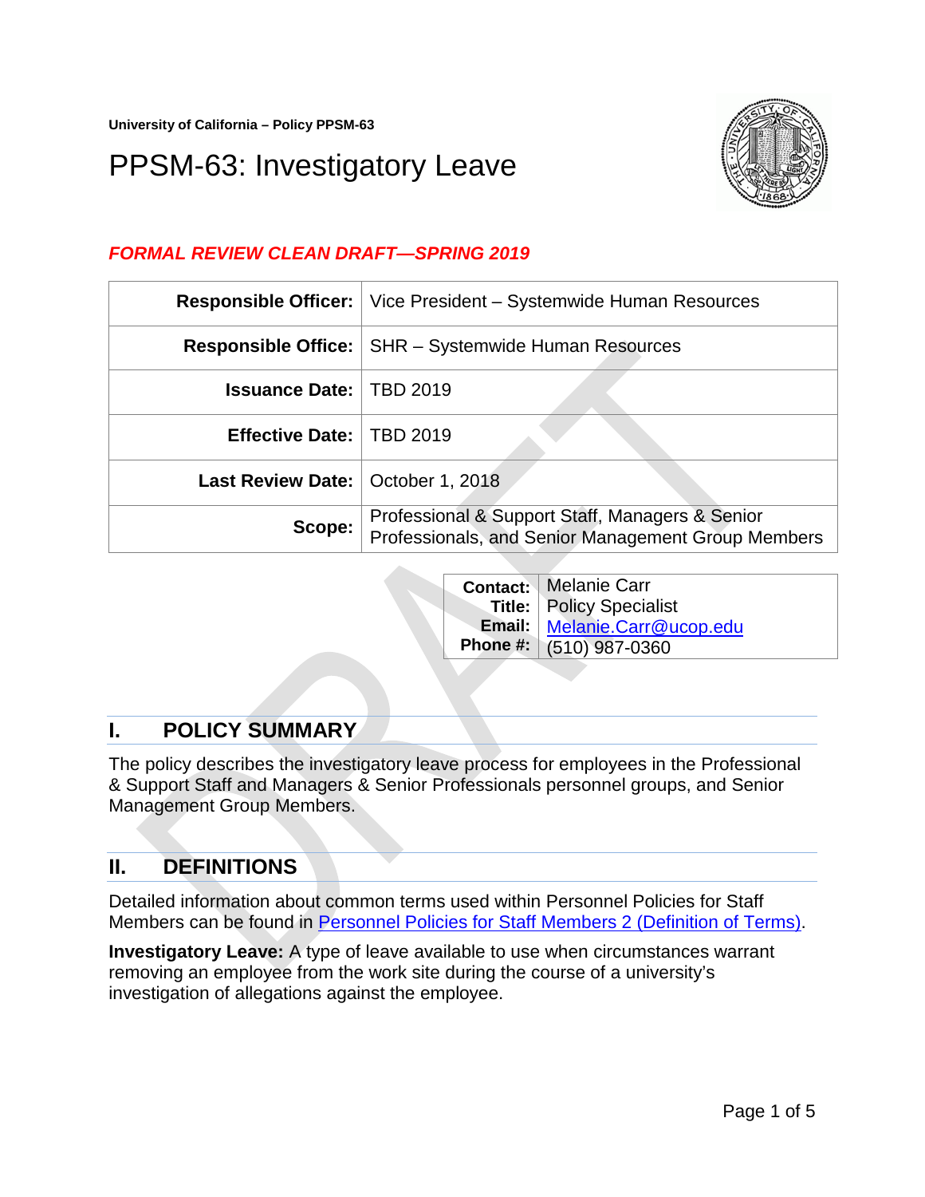University of California – Policy PPSM-63

# PPSM-63: Investigatory Leave

***FORMAL REVIEW CLEAN DRAFT—SPRING 2019***

| | |
|---|---|
| **Responsible Officer:** | Vice President – Systemwide Human Resources |
| **Responsible Office:** | SHR – Systemwide Human Resources |
| **Issuance Date:** | TBD 2019 |
| **Effective Date:** | TBD 2019 |
| **Last Review Date:** | October 1, 2018 |
| **Scope:** | Professional & Support Staff, Managers & Senior Professionals, and Senior Management Group Members |

| | |
|---|---|
| **Contact:** | Melanie Carr |
| **Title:** | Policy Specialist |
| **Email:** | Melanie.Carr@ucop.edu |
| **Phone #:** | (510) 987-0360 |

## I. POLICY SUMMARY

The policy describes the investigatory leave process for employees in the Professional & Support Staff and Managers & Senior Professionals personnel groups, and Senior Management Group Members.

## II. DEFINITIONS

Detailed information about common terms used within Personnel Policies for Staff Members can be found in Personnel Policies for Staff Members 2 (Definition of Terms).

**Investigatory Leave:** A type of leave available to use when circumstances warrant removing an employee from the work site during the course of a university's investigation of allegations against the employee.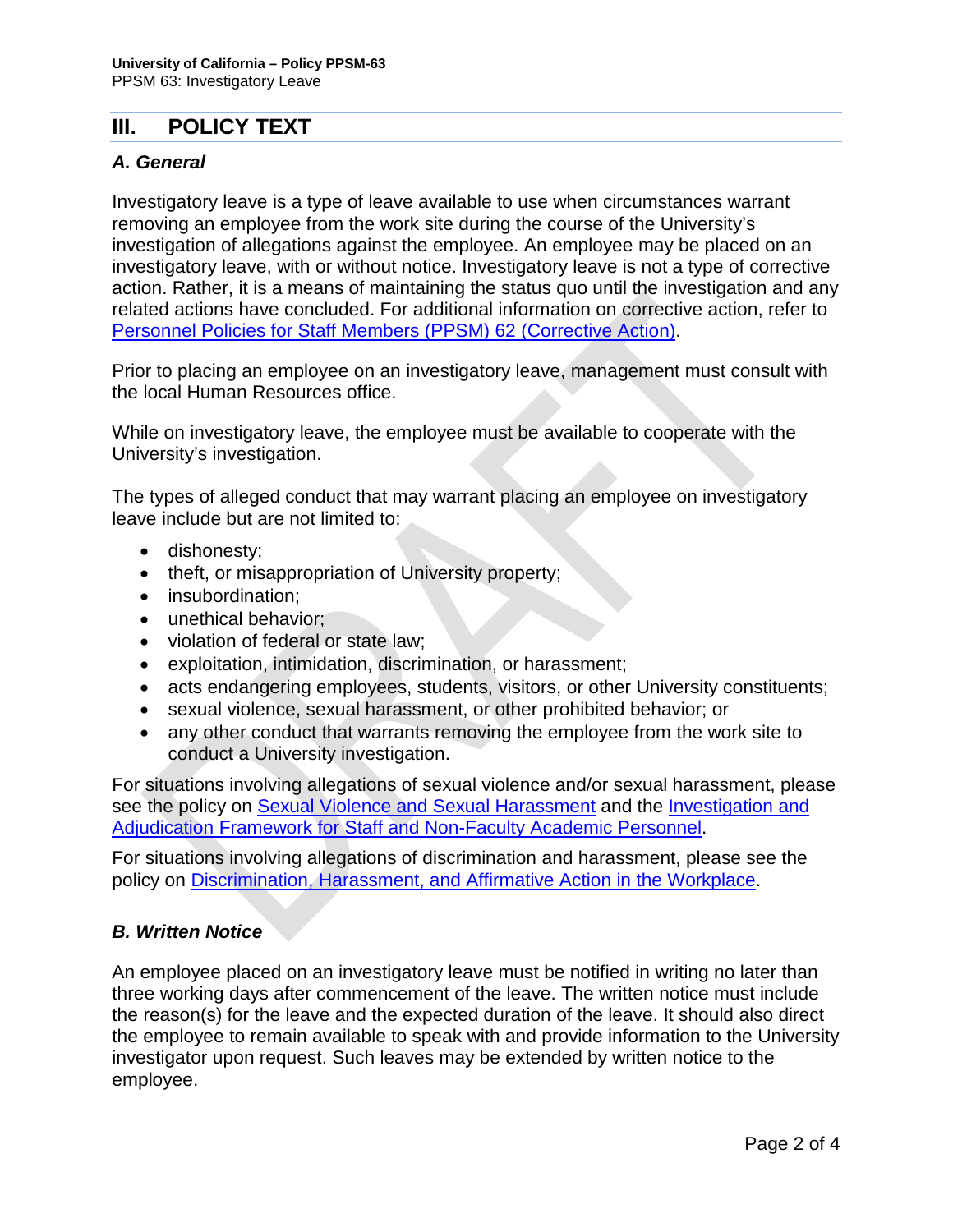## III. POLICY TEXT

### *A. General*

Investigatory leave is a type of leave available to use when circumstances warrant removing an employee from the work site during the course of the University's investigation of allegations against the employee. An employee may be placed on an investigatory leave, with or without notice. Investigatory leave is not a type of corrective action. Rather, it is a means of maintaining the status quo until the investigation and any related actions have concluded. For additional information on corrective action, refer to [Personnel Policies for Staff Members (PPSM) 62 (Corrective Action)](#).

Prior to placing an employee on an investigatory leave, management must consult with the local Human Resources office.

While on investigatory leave, the employee must be available to cooperate with the University's investigation.

The types of alleged conduct that may warrant placing an employee on investigatory leave include but are not limited to:

- dishonesty;
- theft, or misappropriation of University property;
- insubordination;
- unethical behavior;
- violation of federal or state law;
- exploitation, intimidation, discrimination, or harassment;
- acts endangering employees, students, visitors, or other University constituents;
- sexual violence, sexual harassment, or other prohibited behavior; or
- any other conduct that warrants removing the employee from the work site to conduct a University investigation.

For situations involving allegations of sexual violence and/or sexual harassment, please see the policy on [Sexual Violence and Sexual Harassment](#) and the [Investigation and Adjudication Framework for Staff and Non-Faculty Academic Personnel](#).

For situations involving allegations of discrimination and harassment, please see the policy on [Discrimination, Harassment, and Affirmative Action in the Workplace](#).

### *B. Written Notice*

An employee placed on an investigatory leave must be notified in writing no later than three working days after commencement of the leave. The written notice must include the reason(s) for the leave and the expected duration of the leave. It should also direct the employee to remain available to speak with and provide information to the University investigator upon request. Such leaves may be extended by written notice to the employee.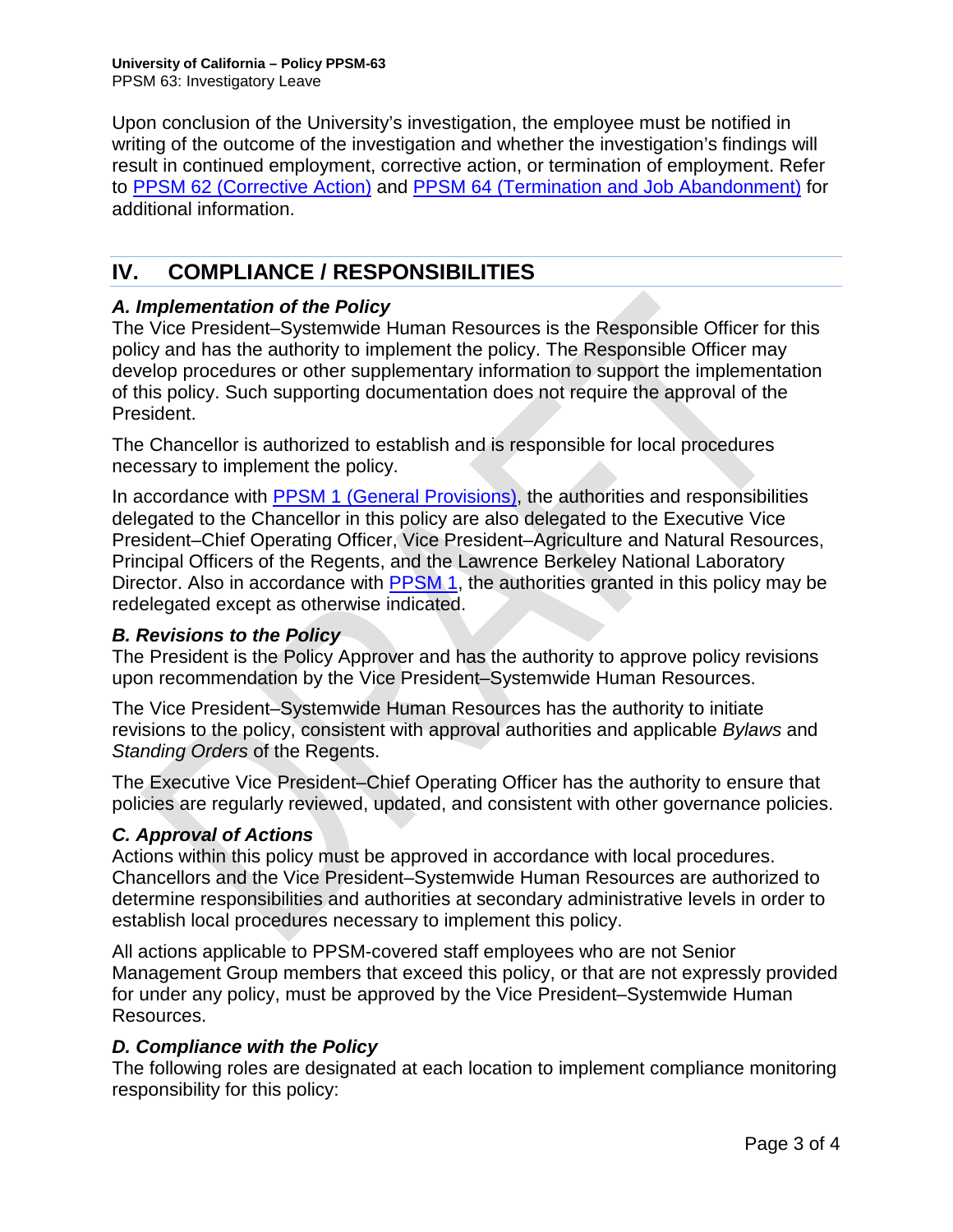Upon conclusion of the University's investigation, the employee must be notified in writing of the outcome of the investigation and whether the investigation's findings will result in continued employment, corrective action, or termination of employment. Refer to PPSM 62 (Corrective Action) and PPSM 64 (Termination and Job Abandonment) for additional information.

## IV. COMPLIANCE / RESPONSIBILITIES

### *A. Implementation of the Policy*

The Vice President–Systemwide Human Resources is the Responsible Officer for this policy and has the authority to implement the policy. The Responsible Officer may develop procedures or other supplementary information to support the implementation of this policy. Such supporting documentation does not require the approval of the President.

The Chancellor is authorized to establish and is responsible for local procedures necessary to implement the policy.

In accordance with PPSM 1 (General Provisions), the authorities and responsibilities delegated to the Chancellor in this policy are also delegated to the Executive Vice President–Chief Operating Officer, Vice President–Agriculture and Natural Resources, Principal Officers of the Regents, and the Lawrence Berkeley National Laboratory Director. Also in accordance with PPSM 1, the authorities granted in this policy may be redelegated except as otherwise indicated.

### *B. Revisions to the Policy*

The President is the Policy Approver and has the authority to approve policy revisions upon recommendation by the Vice President–Systemwide Human Resources.

The Vice President–Systemwide Human Resources has the authority to initiate revisions to the policy, consistent with approval authorities and applicable *Bylaws* and *Standing Orders* of the Regents.

The Executive Vice President–Chief Operating Officer has the authority to ensure that policies are regularly reviewed, updated, and consistent with other governance policies.

### *C. Approval of Actions*

Actions within this policy must be approved in accordance with local procedures. Chancellors and the Vice President–Systemwide Human Resources are authorized to determine responsibilities and authorities at secondary administrative levels in order to establish local procedures necessary to implement this policy.

All actions applicable to PPSM-covered staff employees who are not Senior Management Group members that exceed this policy, or that are not expressly provided for under any policy, must be approved by the Vice President–Systemwide Human Resources.

### *D. Compliance with the Policy*

The following roles are designated at each location to implement compliance monitoring responsibility for this policy: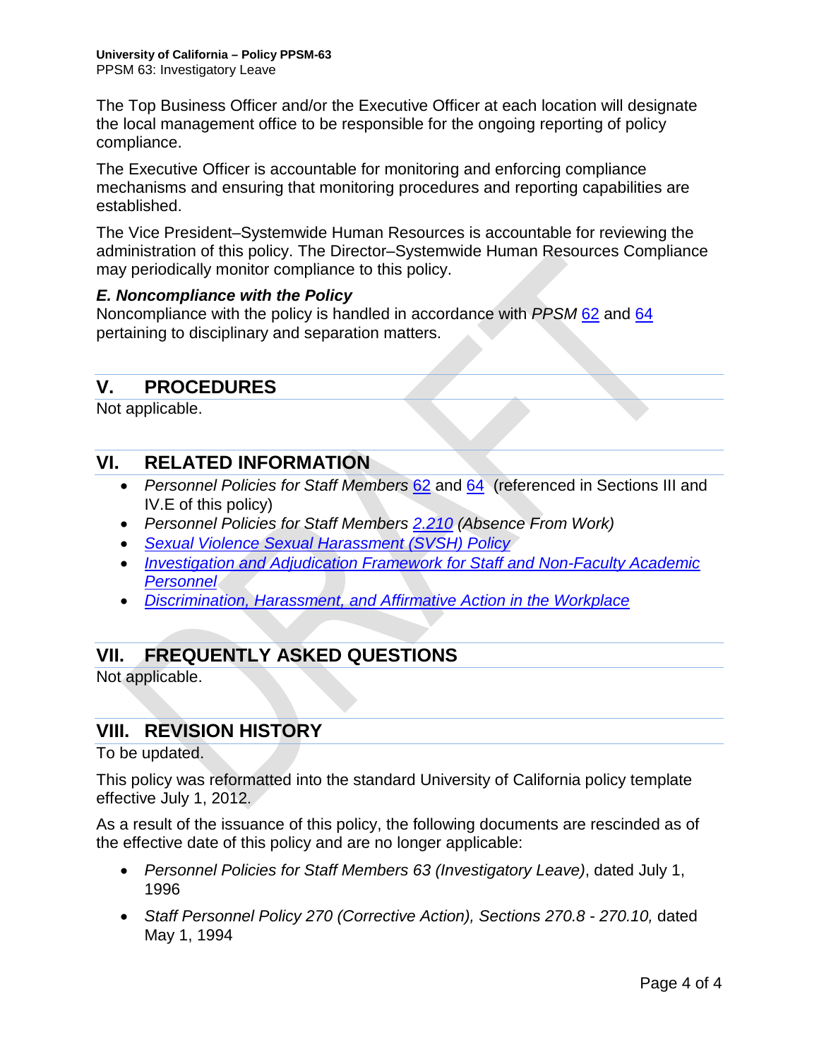The Top Business Officer and/or the Executive Officer at each location will designate the local management office to be responsible for the ongoing reporting of policy compliance.

The Executive Officer is accountable for monitoring and enforcing compliance mechanisms and ensuring that monitoring procedures and reporting capabilities are established.

The Vice President–Systemwide Human Resources is accountable for reviewing the administration of this policy. The Director–Systemwide Human Resources Compliance may periodically monitor compliance to this policy.

### *E. Noncompliance with the Policy*

Noncompliance with the policy is handled in accordance with *PPSM* 62 and 64 pertaining to disciplinary and separation matters.

## V. PROCEDURES

Not applicable.

## VI. RELATED INFORMATION

- *Personnel Policies for Staff Members* 62 and 64 (referenced in Sections III and IV.E of this policy)
- *Personnel Policies for Staff Members* *2.210* *(Absence From Work)*
- *Sexual Violence Sexual Harassment (SVSH) Policy*
- *Investigation and Adjudication Framework for Staff and Non-Faculty Academic Personnel*
- *Discrimination, Harassment, and Affirmative Action in the Workplace*

## VII. FREQUENTLY ASKED QUESTIONS

Not applicable.

## VIII. REVISION HISTORY

To be updated.

This policy was reformatted into the standard University of California policy template effective July 1, 2012.

As a result of the issuance of this policy, the following documents are rescinded as of the effective date of this policy and are no longer applicable:

- *Personnel Policies for Staff Members 63 (Investigatory Leave)*, dated July 1, 1996
- *Staff Personnel Policy 270 (Corrective Action), Sections 270.8 - 270.10,* dated May 1, 1994